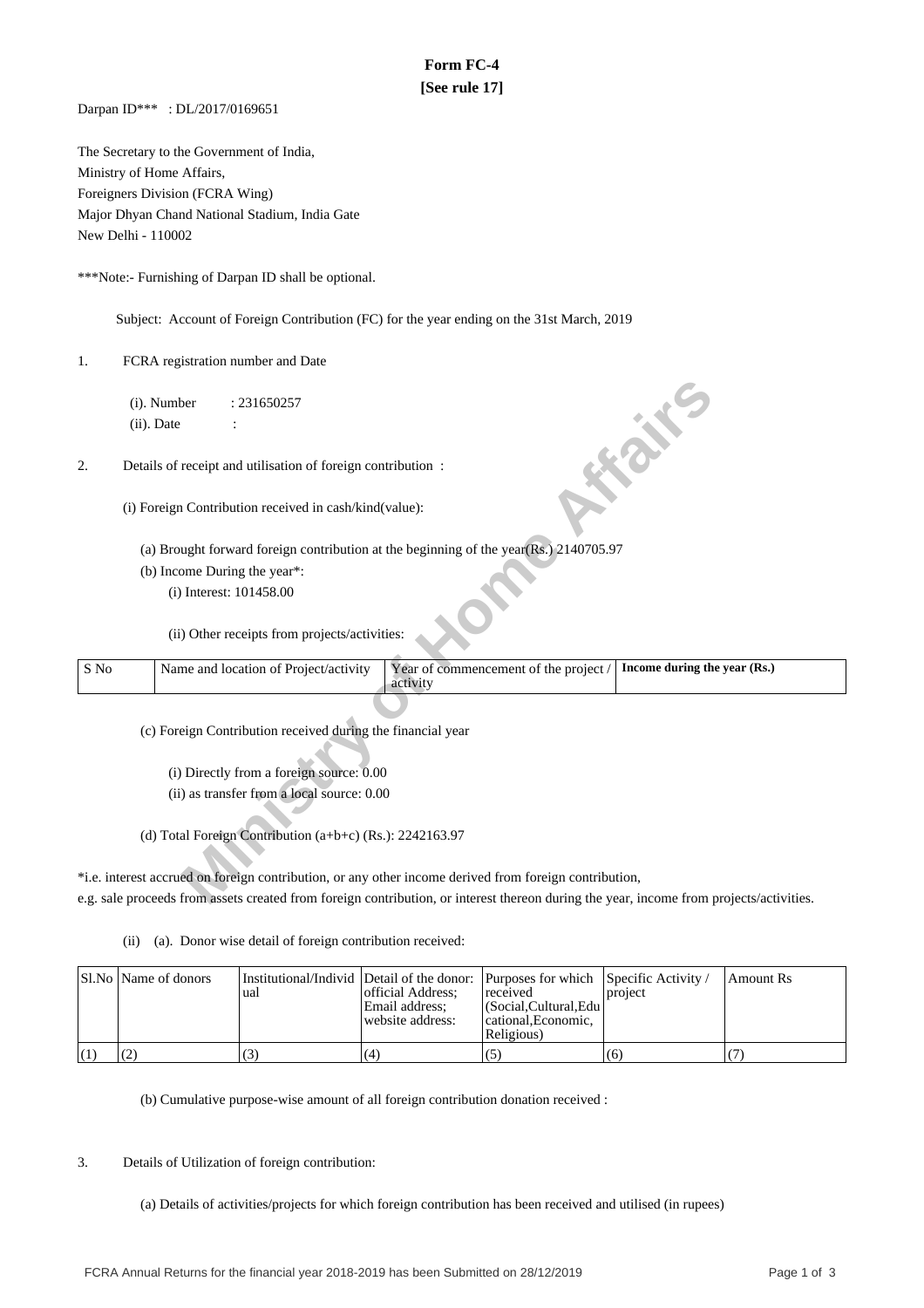# Form FC-4

**[See rule 17]**

Darpan ID*** : DL/2017/0169651

The Secretary to the Government of India,
Ministry of Home Affairs,
Foreigners Division (FCRA Wing)
Major Dhyan Chand National Stadium, India Gate
New Delhi - 110002

***Note:- Furnishing of Darpan ID shall be optional.

Subject: Account of Foreign Contribution (FC) for the year ending on the 31st March, 2019

1. FCRA registration number and Date

   (i). Number : 231650257

   (ii). Date :

2. Details of receipt and utilisation of foreign contribution :

   (i) Foreign Contribution received in cash/kind(value):

   (a) Brought forward foreign contribution at the beginning of the year(Rs.) 2140705.97

   (b) Income During the year*:

   (i) Interest: 101458.00

   (ii) Other receipts from projects/activities:

| S No | Name and location of Project/activity | Year of commencement of the project / activity | **Income during the year (Rs.)** |
|---|---|---|---|

(c) Foreign Contribution received during the financial year

(i) Directly from a foreign source: 0.00

(ii) as transfer from a local source: 0.00

(d) Total Foreign Contribution (a+b+c) (Rs.): 2242163.97

*i.e. interest accrued on foreign contribution, or any other income derived from foreign contribution, e.g. sale proceeds from assets created from foreign contribution, or interest thereon during the year, income from projects/activities.

(ii) (a). Donor wise detail of foreign contribution received:

| Sl.No | Name of donors | Institutional/Individual | Detail of the donor: official Address; Email address; website address: | Purposes for which received (Social,Cultural,Educational,Economic, Religious) | Specific Activity / project | Amount Rs |
|---|---|---|---|---|---|---|
| (1) | (2) | (3) | (4) | (5) | (6) | (7) |

(b) Cumulative purpose-wise amount of all foreign contribution donation received :

3. Details of Utilization of foreign contribution:

   (a) Details of activities/projects for which foreign contribution has been received and utilised (in rupees)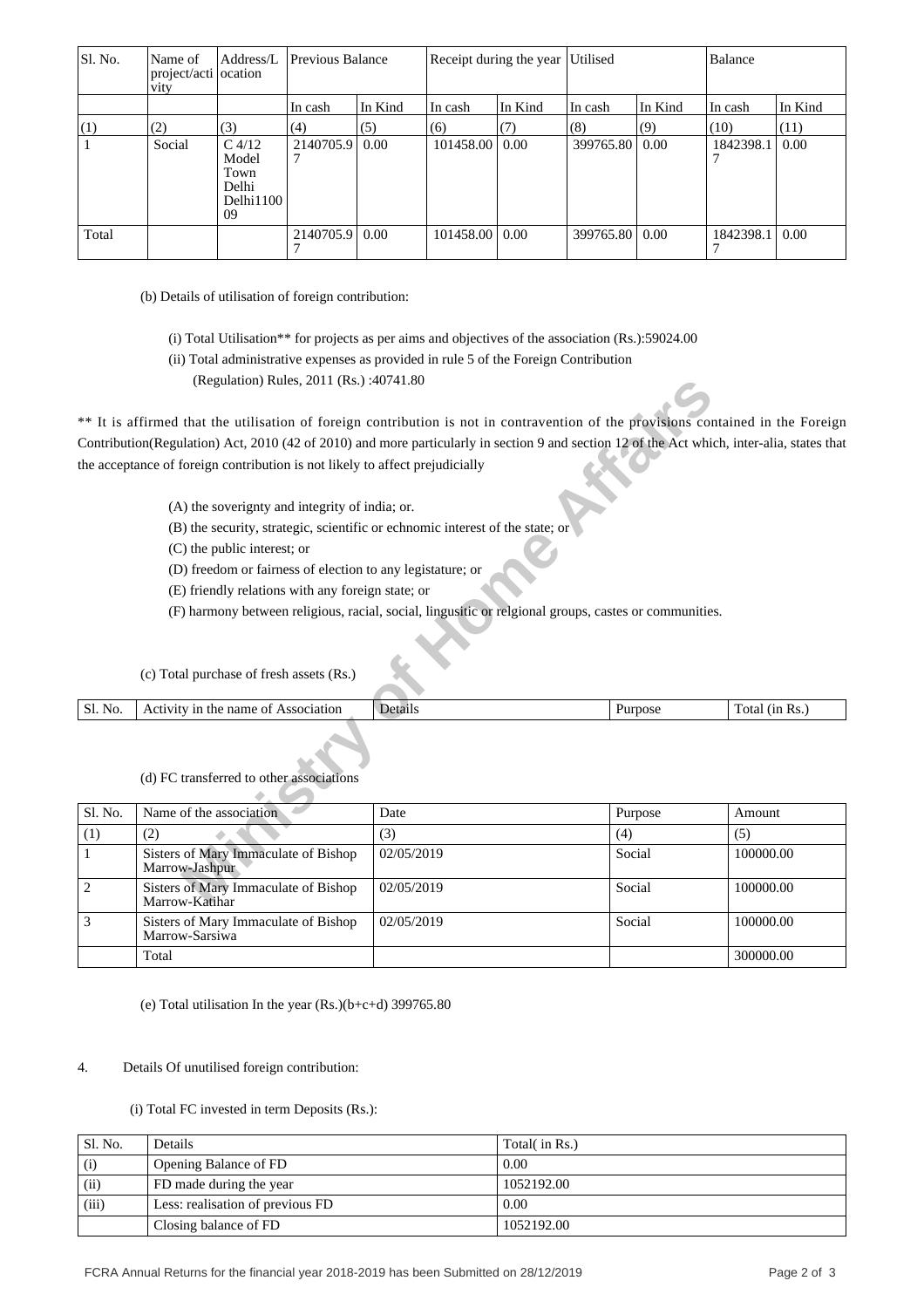| Sl. No. | Name of project/activity | Address/Location | Previous Balance | | Receipt during the year | | Utilised | | Balance | |
|---|---|---|---|---|---|---|---|---|---|---|
| | | | In cash | In Kind | In cash | In Kind | In cash | In Kind | In cash | In Kind |
| (1) | (2) | (3) | (4) | (5) | (6) | (7) | (8) | (9) | (10) | (11) |
| 1 | Social | C 4/12 Model Town Delhi Delhi110009 | 2140705.97 | 0.00 | 101458.00 | 0.00 | 399765.80 | 0.00 | 1842398.17 | 0.00 |
| Total | | | 2140705.97 | 0.00 | 101458.00 | 0.00 | 399765.80 | 0.00 | 1842398.17 | 0.00 |

(b) Details of utilisation of foreign contribution:

(i) Total Utilisation** for projects as per aims and objectives of the association (Rs.):59024.00

(ii) Total administrative expenses as provided in rule 5 of the Foreign Contribution (Regulation) Rules, 2011 (Rs.) :40741.80

** It is affirmed that the utilisation of foreign contribution is not in contravention of the provisions contained in the Foreign Contribution(Regulation) Act, 2010 (42 of 2010) and more particularly in section 9 and section 12 of the Act which, inter-alia, states that the acceptance of foreign contribution is not likely to affect prejudicially

(A) the soverignty and integrity of india; or.

(B) the security, strategic, scientific or echnomic interest of the state; or

(C) the public interest; or

(D) freedom or fairness of election to any legistature; or

(E) friendly relations with any foreign state; or

(F) harmony between religious, racial, social, lingusitic or relgional groups, castes or communities.

(c) Total purchase of fresh assets (Rs.)

| Sl. No. | Activity in the name of Association | Details | Purpose | Total (in Rs.) |
|---|---|---|---|---|

(d) FC transferred to other associations

| Sl. No. | Name of the association | Date | Purpose | Amount |
|---|---|---|---|---|
| (1) | (2) | (3) | (4) | (5) |
| 1 | Sisters of Mary Immaculate of Bishop Marrow-Jashpur | 02/05/2019 | Social | 100000.00 |
| 2 | Sisters of Mary Immaculate of Bishop Marrow-Katihar | 02/05/2019 | Social | 100000.00 |
| 3 | Sisters of Mary Immaculate of Bishop Marrow-Sarsiwa | 02/05/2019 | Social | 100000.00 |
| | Total | | | 300000.00 |

(e) Total utilisation In the year (Rs.)(b+c+d) 399765.80

4. Details Of unutilised foreign contribution:

(i) Total FC invested in term Deposits (Rs.):

| Sl. No. | Details | Total( in Rs.) |
|---|---|---|
| (i) | Opening Balance of FD | 0.00 |
| (ii) | FD made during the year | 1052192.00 |
| (iii) | Less: realisation of previous FD | 0.00 |
| | Closing balance of FD | 1052192.00 |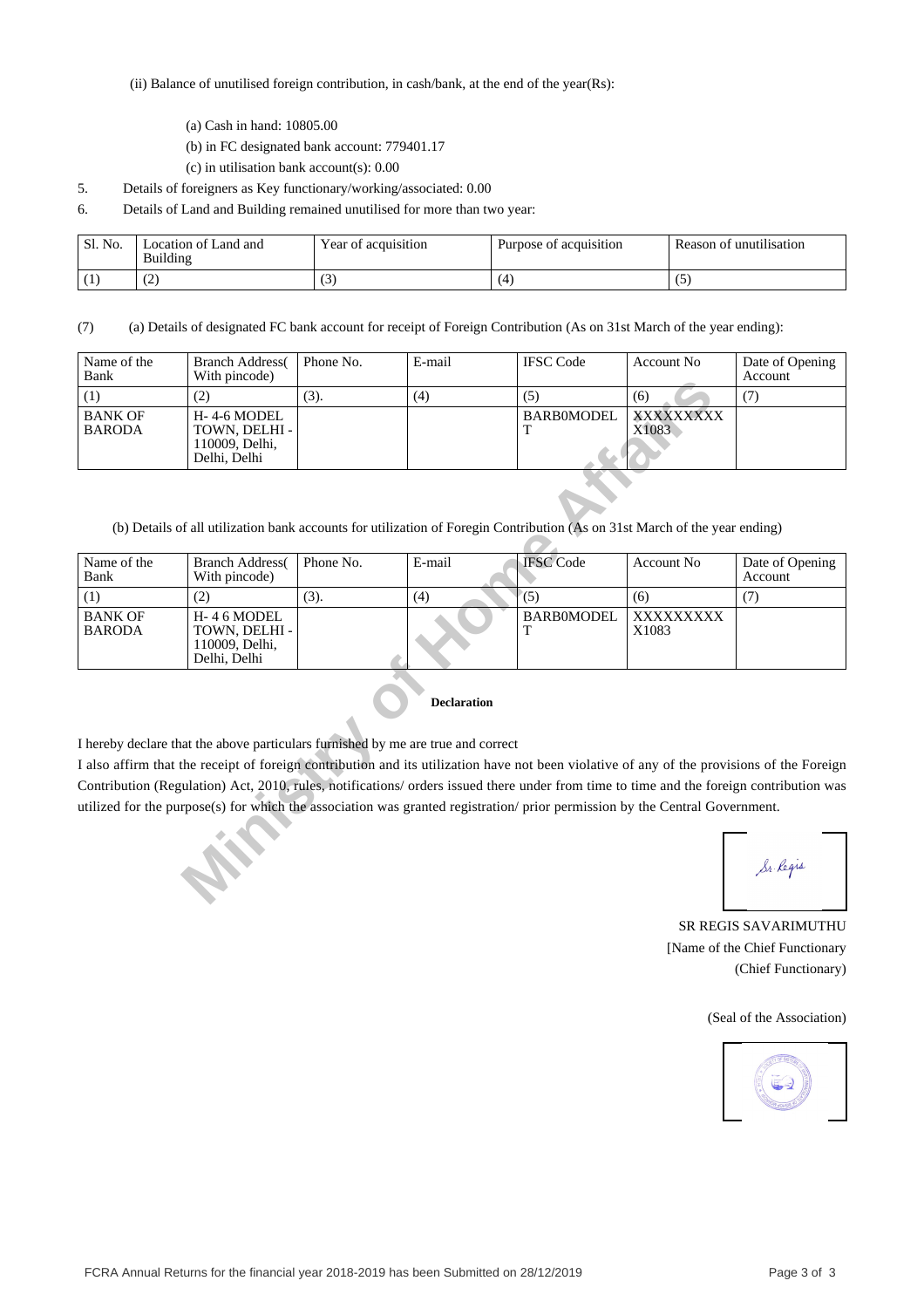(ii) Balance of unutilised foreign contribution, in cash/bank, at the end of the year(Rs):

(a) Cash in hand: 10805.00

(b) in FC designated bank account: 779401.17

(c) in utilisation bank account(s): 0.00

5. Details of foreigners as Key functionary/working/associated: 0.00

6. Details of Land and Building remained unutilised for more than two year:

| Sl. No. | Location of Land and Building | Year of acquisition | Purpose of acquisition | Reason of unutilisation |
|---|---|---|---|---|
| (1) | (2) | (3) | (4) | (5) |

(7) (a) Details of designated FC bank account for receipt of Foreign Contribution (As on 31st March of the year ending):

| Name of the Bank | Branch Address( With pincode) | Phone No. | E-mail | IFSC Code | Account No | Date of Opening Account |
|---|---|---|---|---|---|---|
| (1) | (2) | (3). | (4) | (5) | (6) | (7) |
| BANK OF BARODA | H- 4-6 MODEL TOWN, DELHI - 110009, Delhi, Delhi | | | BARB0MODELT | XXXXXXXXX X1083 | |

(b) Details of all utilization bank accounts for utilization of Foregin Contribution (As on 31st March of the year ending)

| Name of the Bank | Branch Address( With pincode) | Phone No. | E-mail | IFSC Code | Account No | Date of Opening Account |
|---|---|---|---|---|---|---|
| (1) | (2) | (3). | (4) | (5) | (6) | (7) |
| BANK OF BARODA | H- 4 6 MODEL TOWN, DELHI - 110009, Delhi, Delhi | | | BARB0MODELT | XXXXXXXXX X1083 | |

**Declaration**

I hereby declare that the above particulars furnished by me are true and correct

I also affirm that the receipt of foreign contribution and its utilization have not been violative of any of the provisions of the Foreign Contribution (Regulation) Act, 2010, rules, notifications/ orders issued there under from time to time and the foreign contribution was utilized for the purpose(s) for which the association was granted registration/ prior permission by the Central Government.

Sr Regis

SR REGIS SAVARIMUTHU

[Name of the Chief Functionary

(Chief Functionary)

(Seal of the Association)

FCRA Annual Returns for the financial year 2018-2019 has been Submitted on 28/12/2019